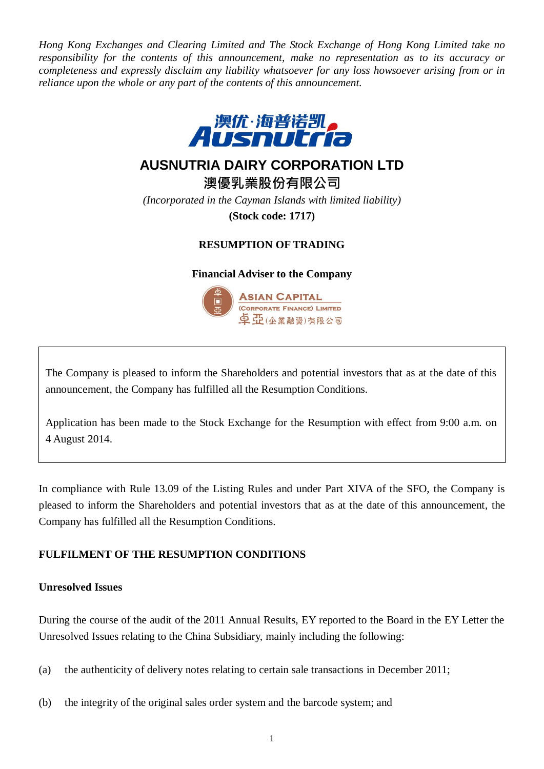*Hong Kong Exchanges and Clearing Limited and The Stock Exchange of Hong Kong Limited take no responsibility for the contents of this announcement, make no representation as to its accuracy or completeness and expressly disclaim any liability whatsoever for any loss howsoever arising from or in reliance upon the whole or any part of the contents of this announcement.*

澳优·海普诺凯
Ausnutria

# AUSNUTRIA DAIRY CORPORATION LTD

# 澳優乳業股份有限公司

*(Incorporated in the Cayman Islands with limited liability)*

**(Stock code: 1717)**

## RESUMPTION OF TRADING

**Financial Adviser to the Company**

ASIAN CAPITAL
(CORPORATE FINANCE) LIMITED
卓亞(企業融資)有限公司

The Company is pleased to inform the Shareholders and potential investors that as at the date of this announcement, the Company has fulfilled all the Resumption Conditions.

Application has been made to the Stock Exchange for the Resumption with effect from 9:00 a.m. on 4 August 2014.

In compliance with Rule 13.09 of the Listing Rules and under Part XIVA of the SFO, the Company is pleased to inform the Shareholders and potential investors that as at the date of this announcement, the Company has fulfilled all the Resumption Conditions.

## FULFILMENT OF THE RESUMPTION CONDITIONS

### Unresolved Issues

During the course of the audit of the 2011 Annual Results, EY reported to the Board in the EY Letter the Unresolved Issues relating to the China Subsidiary, mainly including the following:

(a) the authenticity of delivery notes relating to certain sale transactions in December 2011;

(b) the integrity of the original sales order system and the barcode system; and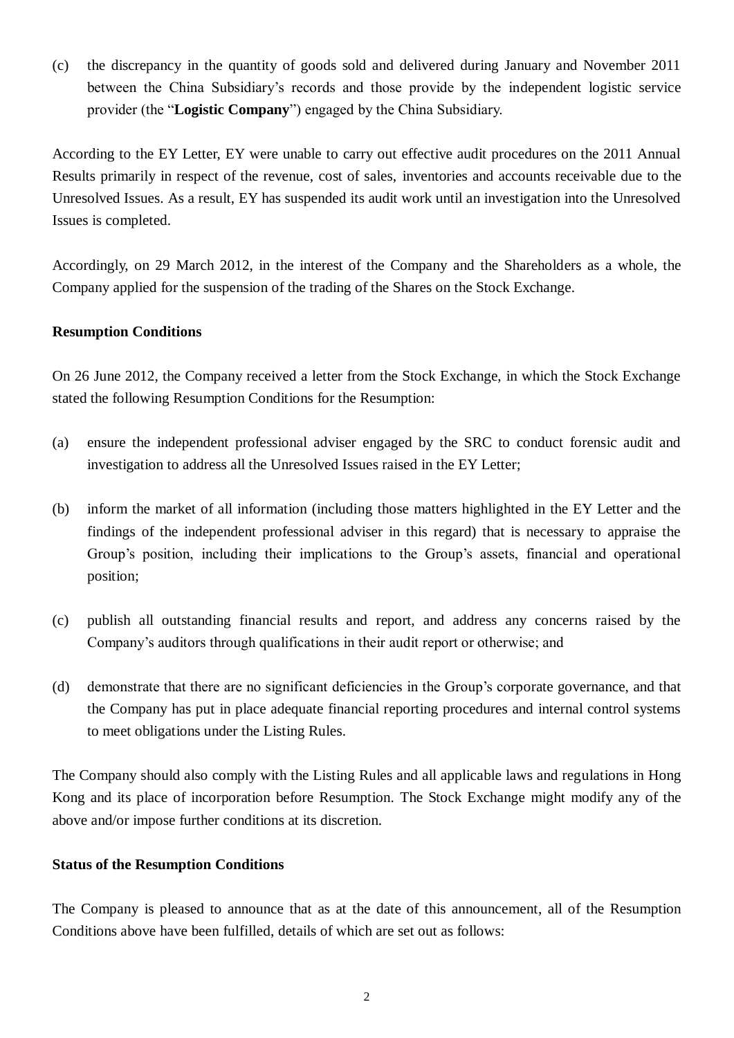(c) the discrepancy in the quantity of goods sold and delivered during January and November 2011 between the China Subsidiary's records and those provide by the independent logistic service provider (the "**Logistic Company**") engaged by the China Subsidiary.

According to the EY Letter, EY were unable to carry out effective audit procedures on the 2011 Annual Results primarily in respect of the revenue, cost of sales, inventories and accounts receivable due to the Unresolved Issues. As a result, EY has suspended its audit work until an investigation into the Unresolved Issues is completed.

Accordingly, on 29 March 2012, in the interest of the Company and the Shareholders as a whole, the Company applied for the suspension of the trading of the Shares on the Stock Exchange.

**Resumption Conditions**

On 26 June 2012, the Company received a letter from the Stock Exchange, in which the Stock Exchange stated the following Resumption Conditions for the Resumption:

(a) ensure the independent professional adviser engaged by the SRC to conduct forensic audit and investigation to address all the Unresolved Issues raised in the EY Letter;

(b) inform the market of all information (including those matters highlighted in the EY Letter and the findings of the independent professional adviser in this regard) that is necessary to appraise the Group's position, including their implications to the Group's assets, financial and operational position;

(c) publish all outstanding financial results and report, and address any concerns raised by the Company's auditors through qualifications in their audit report or otherwise; and

(d) demonstrate that there are no significant deficiencies in the Group's corporate governance, and that the Company has put in place adequate financial reporting procedures and internal control systems to meet obligations under the Listing Rules.

The Company should also comply with the Listing Rules and all applicable laws and regulations in Hong Kong and its place of incorporation before Resumption. The Stock Exchange might modify any of the above and/or impose further conditions at its discretion.

**Status of the Resumption Conditions**

The Company is pleased to announce that as at the date of this announcement, all of the Resumption Conditions above have been fulfilled, details of which are set out as follows: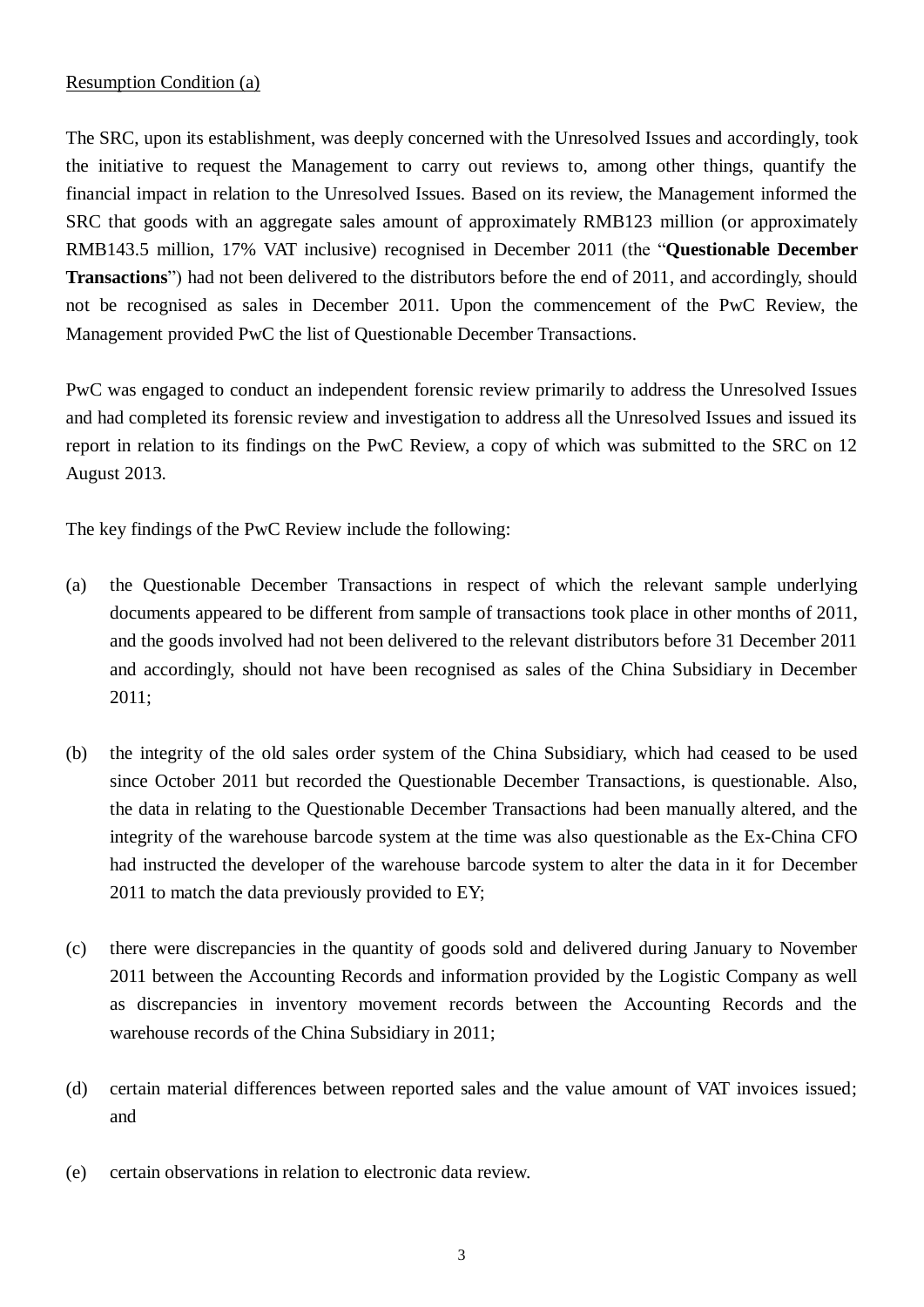Resumption Condition (a)

The SRC, upon its establishment, was deeply concerned with the Unresolved Issues and accordingly, took the initiative to request the Management to carry out reviews to, among other things, quantify the financial impact in relation to the Unresolved Issues. Based on its review, the Management informed the SRC that goods with an aggregate sales amount of approximately RMB123 million (or approximately RMB143.5 million, 17% VAT inclusive) recognised in December 2011 (the "**Questionable December Transactions**") had not been delivered to the distributors before the end of 2011, and accordingly, should not be recognised as sales in December 2011. Upon the commencement of the PwC Review, the Management provided PwC the list of Questionable December Transactions.

PwC was engaged to conduct an independent forensic review primarily to address the Unresolved Issues and had completed its forensic review and investigation to address all the Unresolved Issues and issued its report in relation to its findings on the PwC Review, a copy of which was submitted to the SRC on 12 August 2013.

The key findings of the PwC Review include the following:

(a) the Questionable December Transactions in respect of which the relevant sample underlying documents appeared to be different from sample of transactions took place in other months of 2011, and the goods involved had not been delivered to the relevant distributors before 31 December 2011 and accordingly, should not have been recognised as sales of the China Subsidiary in December 2011;

(b) the integrity of the old sales order system of the China Subsidiary, which had ceased to be used since October 2011 but recorded the Questionable December Transactions, is questionable. Also, the data in relating to the Questionable December Transactions had been manually altered, and the integrity of the warehouse barcode system at the time was also questionable as the Ex-China CFO had instructed the developer of the warehouse barcode system to alter the data in it for December 2011 to match the data previously provided to EY;

(c) there were discrepancies in the quantity of goods sold and delivered during January to November 2011 between the Accounting Records and information provided by the Logistic Company as well as discrepancies in inventory movement records between the Accounting Records and the warehouse records of the China Subsidiary in 2011;

(d) certain material differences between reported sales and the value amount of VAT invoices issued; and

(e) certain observations in relation to electronic data review.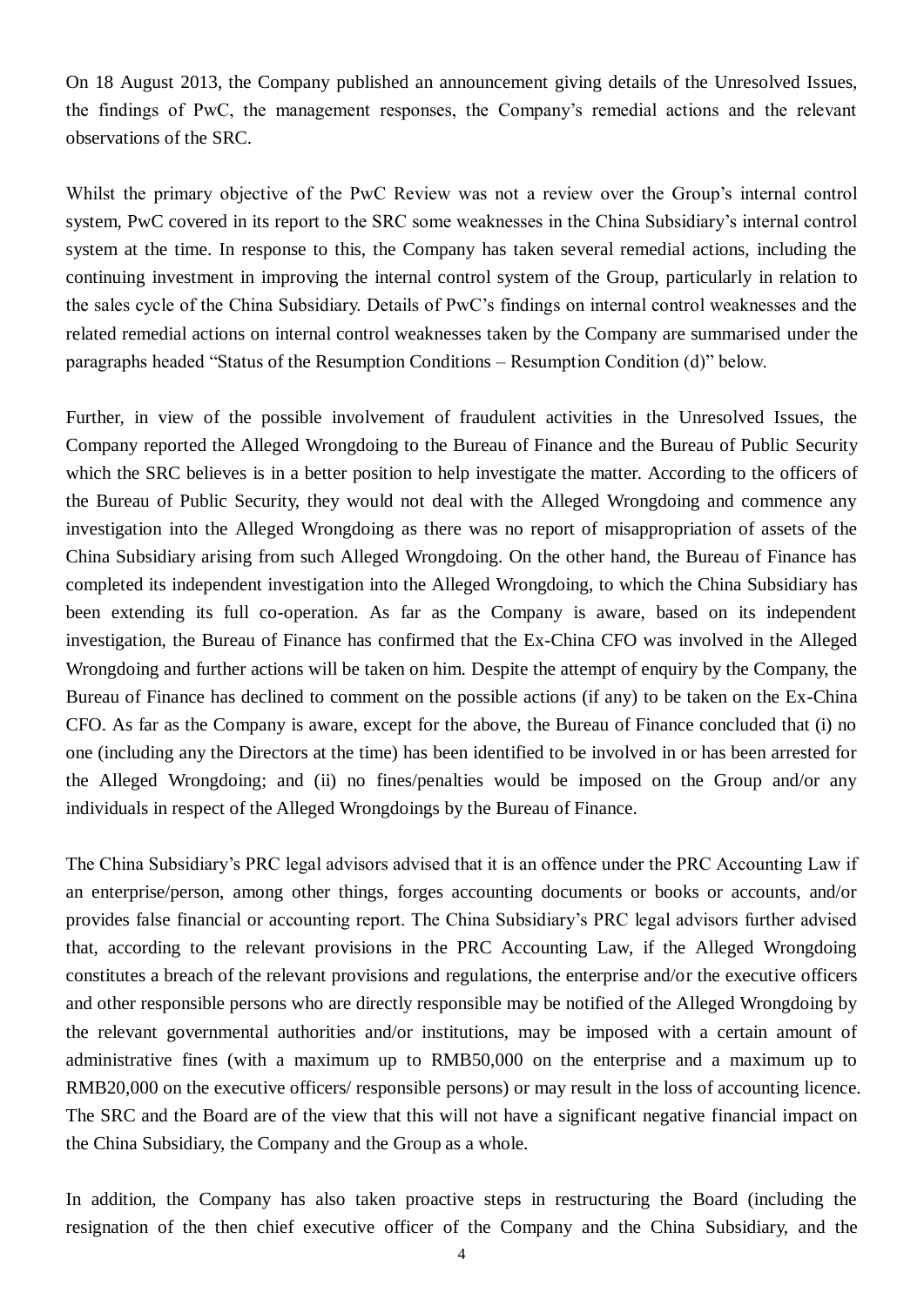On 18 August 2013, the Company published an announcement giving details of the Unresolved Issues, the findings of PwC, the management responses, the Company's remedial actions and the relevant observations of the SRC.

Whilst the primary objective of the PwC Review was not a review over the Group's internal control system, PwC covered in its report to the SRC some weaknesses in the China Subsidiary's internal control system at the time. In response to this, the Company has taken several remedial actions, including the continuing investment in improving the internal control system of the Group, particularly in relation to the sales cycle of the China Subsidiary. Details of PwC's findings on internal control weaknesses and the related remedial actions on internal control weaknesses taken by the Company are summarised under the paragraphs headed "Status of the Resumption Conditions – Resumption Condition (d)" below.

Further, in view of the possible involvement of fraudulent activities in the Unresolved Issues, the Company reported the Alleged Wrongdoing to the Bureau of Finance and the Bureau of Public Security which the SRC believes is in a better position to help investigate the matter. According to the officers of the Bureau of Public Security, they would not deal with the Alleged Wrongdoing and commence any investigation into the Alleged Wrongdoing as there was no report of misappropriation of assets of the China Subsidiary arising from such Alleged Wrongdoing. On the other hand, the Bureau of Finance has completed its independent investigation into the Alleged Wrongdoing, to which the China Subsidiary has been extending its full co-operation. As far as the Company is aware, based on its independent investigation, the Bureau of Finance has confirmed that the Ex-China CFO was involved in the Alleged Wrongdoing and further actions will be taken on him. Despite the attempt of enquiry by the Company, the Bureau of Finance has declined to comment on the possible actions (if any) to be taken on the Ex-China CFO. As far as the Company is aware, except for the above, the Bureau of Finance concluded that (i) no one (including any the Directors at the time) has been identified to be involved in or has been arrested for the Alleged Wrongdoing; and (ii) no fines/penalties would be imposed on the Group and/or any individuals in respect of the Alleged Wrongdoings by the Bureau of Finance.

The China Subsidiary's PRC legal advisors advised that it is an offence under the PRC Accounting Law if an enterprise/person, among other things, forges accounting documents or books or accounts, and/or provides false financial or accounting report. The China Subsidiary's PRC legal advisors further advised that, according to the relevant provisions in the PRC Accounting Law, if the Alleged Wrongdoing constitutes a breach of the relevant provisions and regulations, the enterprise and/or the executive officers and other responsible persons who are directly responsible may be notified of the Alleged Wrongdoing by the relevant governmental authorities and/or institutions, may be imposed with a certain amount of administrative fines (with a maximum up to RMB50,000 on the enterprise and a maximum up to RMB20,000 on the executive officers/ responsible persons) or may result in the loss of accounting licence. The SRC and the Board are of the view that this will not have a significant negative financial impact on the China Subsidiary, the Company and the Group as a whole.

In addition, the Company has also taken proactive steps in restructuring the Board (including the resignation of the then chief executive officer of the Company and the China Subsidiary, and the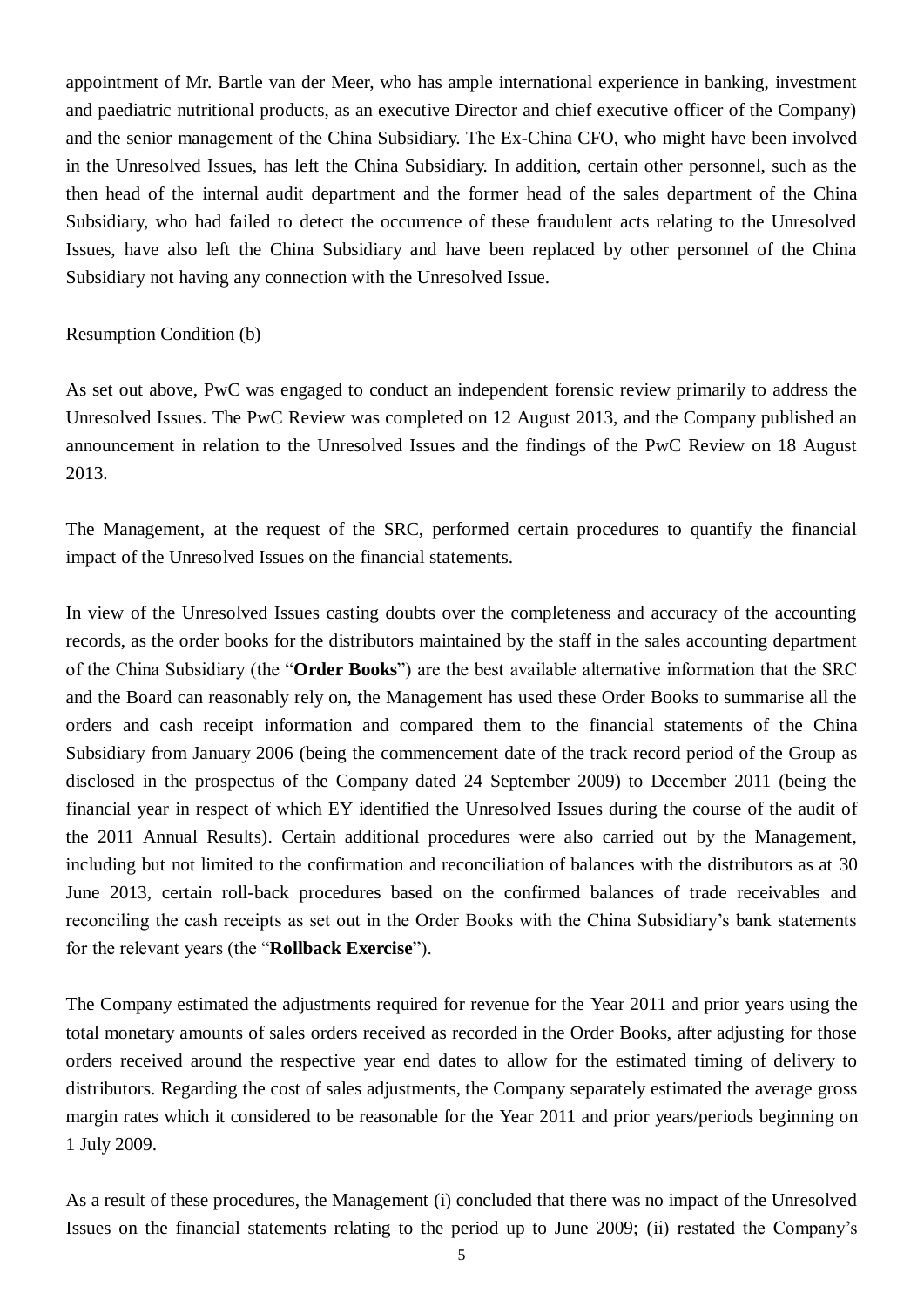appointment of Mr. Bartle van der Meer, who has ample international experience in banking, investment and paediatric nutritional products, as an executive Director and chief executive officer of the Company) and the senior management of the China Subsidiary. The Ex-China CFO, who might have been involved in the Unresolved Issues, has left the China Subsidiary. In addition, certain other personnel, such as the then head of the internal audit department and the former head of the sales department of the China Subsidiary, who had failed to detect the occurrence of these fraudulent acts relating to the Unresolved Issues, have also left the China Subsidiary and have been replaced by other personnel of the China Subsidiary not having any connection with the Unresolved Issue.

Resumption Condition (b)

As set out above, PwC was engaged to conduct an independent forensic review primarily to address the Unresolved Issues. The PwC Review was completed on 12 August 2013, and the Company published an announcement in relation to the Unresolved Issues and the findings of the PwC Review on 18 August 2013.

The Management, at the request of the SRC, performed certain procedures to quantify the financial impact of the Unresolved Issues on the financial statements.

In view of the Unresolved Issues casting doubts over the completeness and accuracy of the accounting records, as the order books for the distributors maintained by the staff in the sales accounting department of the China Subsidiary (the "**Order Books**") are the best available alternative information that the SRC and the Board can reasonably rely on, the Management has used these Order Books to summarise all the orders and cash receipt information and compared them to the financial statements of the China Subsidiary from January 2006 (being the commencement date of the track record period of the Group as disclosed in the prospectus of the Company dated 24 September 2009) to December 2011 (being the financial year in respect of which EY identified the Unresolved Issues during the course of the audit of the 2011 Annual Results). Certain additional procedures were also carried out by the Management, including but not limited to the confirmation and reconciliation of balances with the distributors as at 30 June 2013, certain roll-back procedures based on the confirmed balances of trade receivables and reconciling the cash receipts as set out in the Order Books with the China Subsidiary's bank statements for the relevant years (the "**Rollback Exercise**").

The Company estimated the adjustments required for revenue for the Year 2011 and prior years using the total monetary amounts of sales orders received as recorded in the Order Books, after adjusting for those orders received around the respective year end dates to allow for the estimated timing of delivery to distributors. Regarding the cost of sales adjustments, the Company separately estimated the average gross margin rates which it considered to be reasonable for the Year 2011 and prior years/periods beginning on 1 July 2009.

As a result of these procedures, the Management (i) concluded that there was no impact of the Unresolved Issues on the financial statements relating to the period up to June 2009; (ii) restated the Company's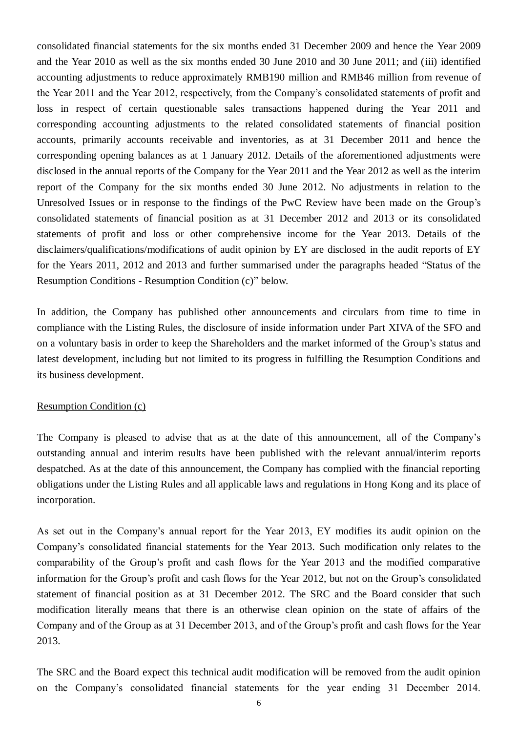consolidated financial statements for the six months ended 31 December 2009 and hence the Year 2009 and the Year 2010 as well as the six months ended 30 June 2010 and 30 June 2011; and (iii) identified accounting adjustments to reduce approximately RMB190 million and RMB46 million from revenue of the Year 2011 and the Year 2012, respectively, from the Company's consolidated statements of profit and loss in respect of certain questionable sales transactions happened during the Year 2011 and corresponding accounting adjustments to the related consolidated statements of financial position accounts, primarily accounts receivable and inventories, as at 31 December 2011 and hence the corresponding opening balances as at 1 January 2012. Details of the aforementioned adjustments were disclosed in the annual reports of the Company for the Year 2011 and the Year 2012 as well as the interim report of the Company for the six months ended 30 June 2012. No adjustments in relation to the Unresolved Issues or in response to the findings of the PwC Review have been made on the Group's consolidated statements of financial position as at 31 December 2012 and 2013 or its consolidated statements of profit and loss or other comprehensive income for the Year 2013. Details of the disclaimers/qualifications/modifications of audit opinion by EY are disclosed in the audit reports of EY for the Years 2011, 2012 and 2013 and further summarised under the paragraphs headed "Status of the Resumption Conditions - Resumption Condition (c)" below.

In addition, the Company has published other announcements and circulars from time to time in compliance with the Listing Rules, the disclosure of inside information under Part XIVA of the SFO and on a voluntary basis in order to keep the Shareholders and the market informed of the Group's status and latest development, including but not limited to its progress in fulfilling the Resumption Conditions and its business development.

<u>Resumption Condition (c)</u>

The Company is pleased to advise that as at the date of this announcement, all of the Company's outstanding annual and interim results have been published with the relevant annual/interim reports despatched. As at the date of this announcement, the Company has complied with the financial reporting obligations under the Listing Rules and all applicable laws and regulations in Hong Kong and its place of incorporation.

As set out in the Company's annual report for the Year 2013, EY modifies its audit opinion on the Company's consolidated financial statements for the Year 2013. Such modification only relates to the comparability of the Group's profit and cash flows for the Year 2013 and the modified comparative information for the Group's profit and cash flows for the Year 2012, but not on the Group's consolidated statement of financial position as at 31 December 2012. The SRC and the Board consider that such modification literally means that there is an otherwise clean opinion on the state of affairs of the Company and of the Group as at 31 December 2013, and of the Group's profit and cash flows for the Year 2013.

The SRC and the Board expect this technical audit modification will be removed from the audit opinion on the Company's consolidated financial statements for the year ending 31 December 2014.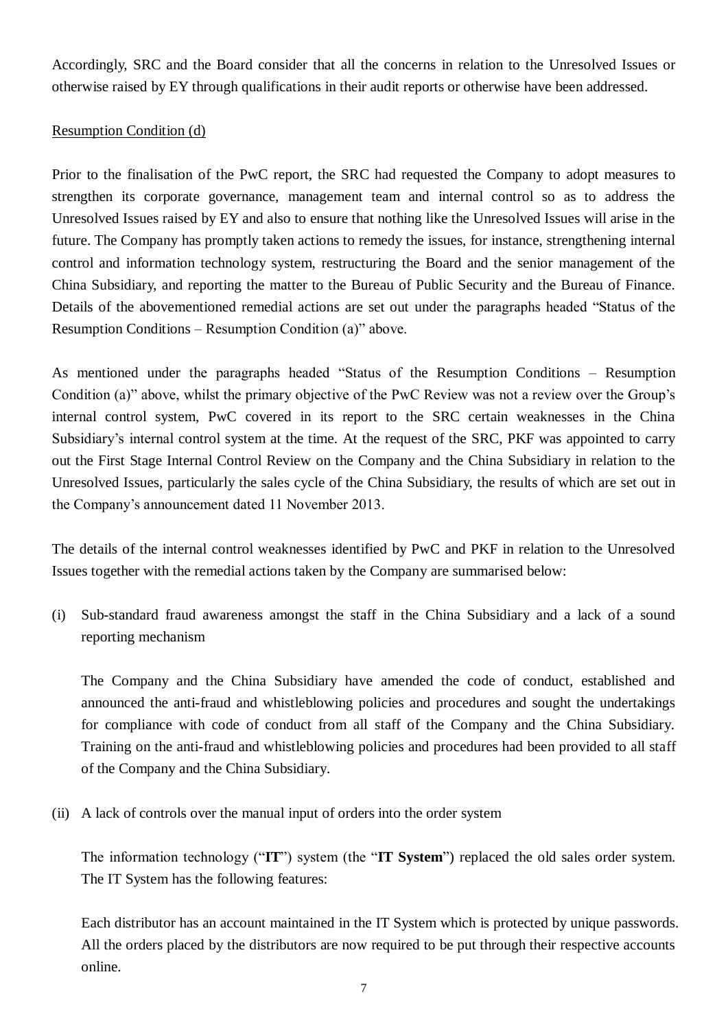Accordingly, SRC and the Board consider that all the concerns in relation to the Unresolved Issues or otherwise raised by EY through qualifications in their audit reports or otherwise have been addressed.

Resumption Condition (d)

Prior to the finalisation of the PwC report, the SRC had requested the Company to adopt measures to strengthen its corporate governance, management team and internal control so as to address the Unresolved Issues raised by EY and also to ensure that nothing like the Unresolved Issues will arise in the future. The Company has promptly taken actions to remedy the issues, for instance, strengthening internal control and information technology system, restructuring the Board and the senior management of the China Subsidiary, and reporting the matter to the Bureau of Public Security and the Bureau of Finance. Details of the abovementioned remedial actions are set out under the paragraphs headed "Status of the Resumption Conditions – Resumption Condition (a)" above.

As mentioned under the paragraphs headed "Status of the Resumption Conditions – Resumption Condition (a)" above, whilst the primary objective of the PwC Review was not a review over the Group's internal control system, PwC covered in its report to the SRC certain weaknesses in the China Subsidiary's internal control system at the time. At the request of the SRC, PKF was appointed to carry out the First Stage Internal Control Review on the Company and the China Subsidiary in relation to the Unresolved Issues, particularly the sales cycle of the China Subsidiary, the results of which are set out in the Company's announcement dated 11 November 2013.

The details of the internal control weaknesses identified by PwC and PKF in relation to the Unresolved Issues together with the remedial actions taken by the Company are summarised below:

(i) Sub-standard fraud awareness amongst the staff in the China Subsidiary and a lack of a sound reporting mechanism

The Company and the China Subsidiary have amended the code of conduct, established and announced the anti-fraud and whistleblowing policies and procedures and sought the undertakings for compliance with code of conduct from all staff of the Company and the China Subsidiary. Training on the anti-fraud and whistleblowing policies and procedures had been provided to all staff of the Company and the China Subsidiary.

(ii) A lack of controls over the manual input of orders into the order system

The information technology ("**IT**") system (the "**IT System**") replaced the old sales order system. The IT System has the following features:

Each distributor has an account maintained in the IT System which is protected by unique passwords. All the orders placed by the distributors are now required to be put through their respective accounts online.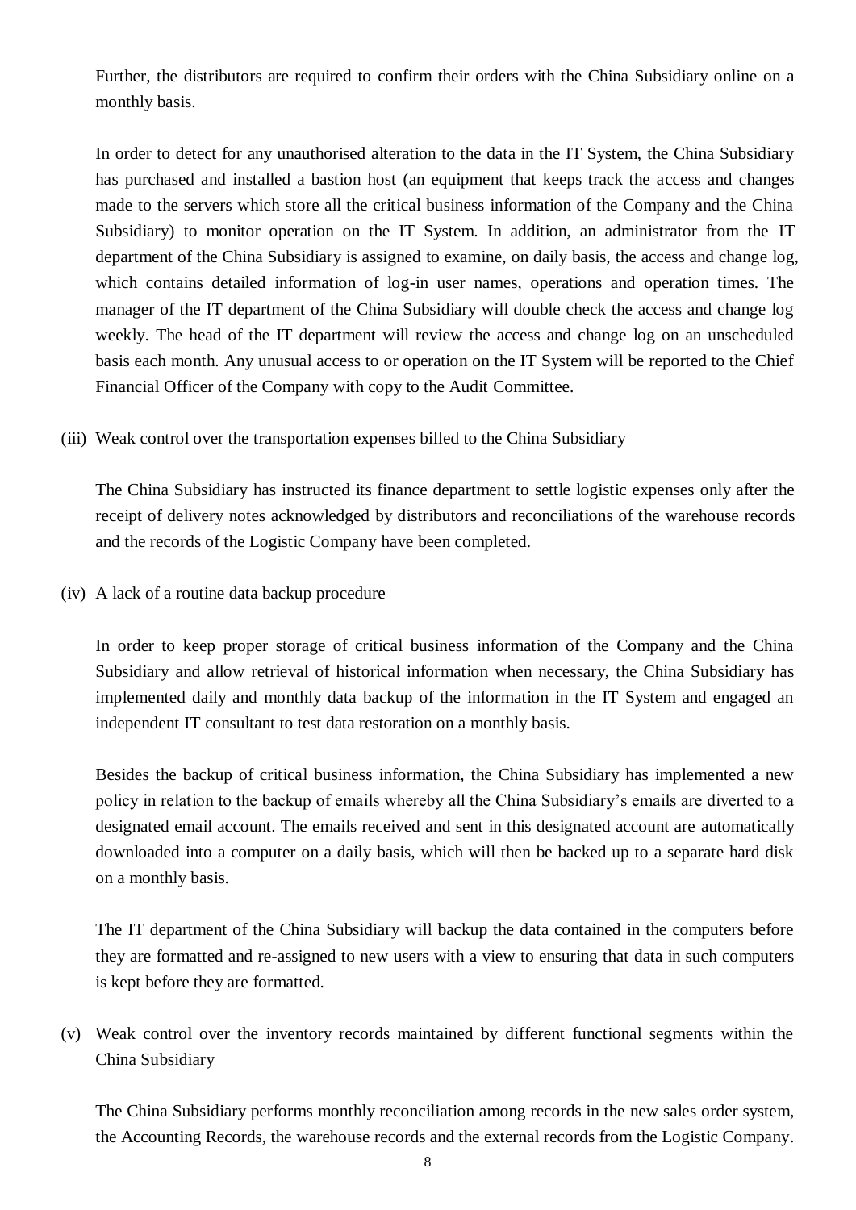Further, the distributors are required to confirm their orders with the China Subsidiary online on a monthly basis.

In order to detect for any unauthorised alteration to the data in the IT System, the China Subsidiary has purchased and installed a bastion host (an equipment that keeps track the access and changes made to the servers which store all the critical business information of the Company and the China Subsidiary) to monitor operation on the IT System. In addition, an administrator from the IT department of the China Subsidiary is assigned to examine, on daily basis, the access and change log, which contains detailed information of log-in user names, operations and operation times. The manager of the IT department of the China Subsidiary will double check the access and change log weekly. The head of the IT department will review the access and change log on an unscheduled basis each month. Any unusual access to or operation on the IT System will be reported to the Chief Financial Officer of the Company with copy to the Audit Committee.

(iii) Weak control over the transportation expenses billed to the China Subsidiary

The China Subsidiary has instructed its finance department to settle logistic expenses only after the receipt of delivery notes acknowledged by distributors and reconciliations of the warehouse records and the records of the Logistic Company have been completed.

(iv) A lack of a routine data backup procedure

In order to keep proper storage of critical business information of the Company and the China Subsidiary and allow retrieval of historical information when necessary, the China Subsidiary has implemented daily and monthly data backup of the information in the IT System and engaged an independent IT consultant to test data restoration on a monthly basis.

Besides the backup of critical business information, the China Subsidiary has implemented a new policy in relation to the backup of emails whereby all the China Subsidiary's emails are diverted to a designated email account. The emails received and sent in this designated account are automatically downloaded into a computer on a daily basis, which will then be backed up to a separate hard disk on a monthly basis.

The IT department of the China Subsidiary will backup the data contained in the computers before they are formatted and re-assigned to new users with a view to ensuring that data in such computers is kept before they are formatted.

(v) Weak control over the inventory records maintained by different functional segments within the China Subsidiary

The China Subsidiary performs monthly reconciliation among records in the new sales order system, the Accounting Records, the warehouse records and the external records from the Logistic Company.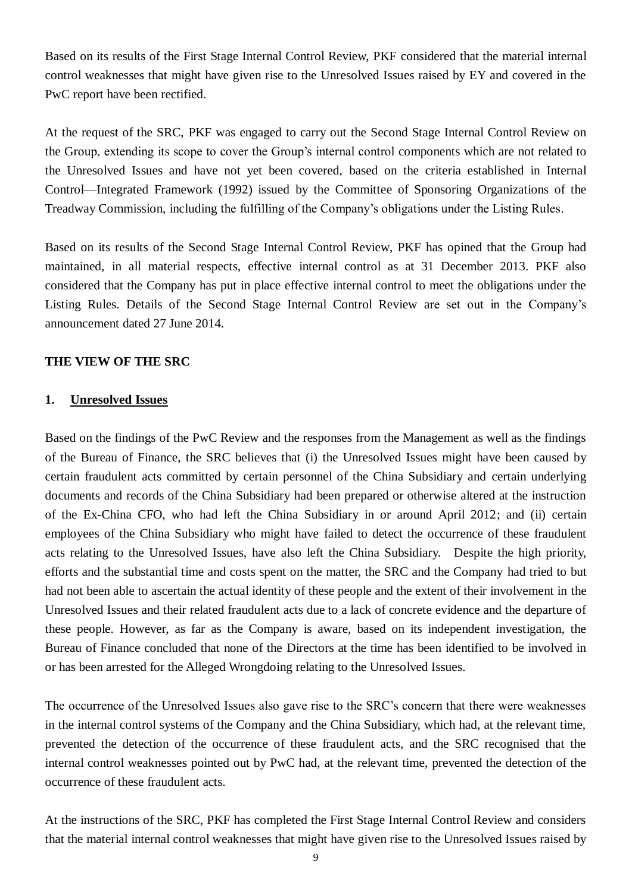Based on its results of the First Stage Internal Control Review, PKF considered that the material internal control weaknesses that might have given rise to the Unresolved Issues raised by EY and covered in the PwC report have been rectified.

At the request of the SRC, PKF was engaged to carry out the Second Stage Internal Control Review on the Group, extending its scope to cover the Group's internal control components which are not related to the Unresolved Issues and have not yet been covered, based on the criteria established in Internal Control—Integrated Framework (1992) issued by the Committee of Sponsoring Organizations of the Treadway Commission, including the fulfilling of the Company's obligations under the Listing Rules.

Based on its results of the Second Stage Internal Control Review, PKF has opined that the Group had maintained, in all material respects, effective internal control as at 31 December 2013. PKF also considered that the Company has put in place effective internal control to meet the obligations under the Listing Rules. Details of the Second Stage Internal Control Review are set out in the Company's announcement dated 27 June 2014.

## THE VIEW OF THE SRC

### 1. Unresolved Issues

Based on the findings of the PwC Review and the responses from the Management as well as the findings of the Bureau of Finance, the SRC believes that (i) the Unresolved Issues might have been caused by certain fraudulent acts committed by certain personnel of the China Subsidiary and certain underlying documents and records of the China Subsidiary had been prepared or otherwise altered at the instruction of the Ex-China CFO, who had left the China Subsidiary in or around April 2012; and (ii) certain employees of the China Subsidiary who might have failed to detect the occurrence of these fraudulent acts relating to the Unresolved Issues, have also left the China Subsidiary. Despite the high priority, efforts and the substantial time and costs spent on the matter, the SRC and the Company had tried to but had not been able to ascertain the actual identity of these people and the extent of their involvement in the Unresolved Issues and their related fraudulent acts due to a lack of concrete evidence and the departure of these people. However, as far as the Company is aware, based on its independent investigation, the Bureau of Finance concluded that none of the Directors at the time has been identified to be involved in or has been arrested for the Alleged Wrongdoing relating to the Unresolved Issues.

The occurrence of the Unresolved Issues also gave rise to the SRC's concern that there were weaknesses in the internal control systems of the Company and the China Subsidiary, which had, at the relevant time, prevented the detection of the occurrence of these fraudulent acts, and the SRC recognised that the internal control weaknesses pointed out by PwC had, at the relevant time, prevented the detection of the occurrence of these fraudulent acts.

At the instructions of the SRC, PKF has completed the First Stage Internal Control Review and considers that the material internal control weaknesses that might have given rise to the Unresolved Issues raised by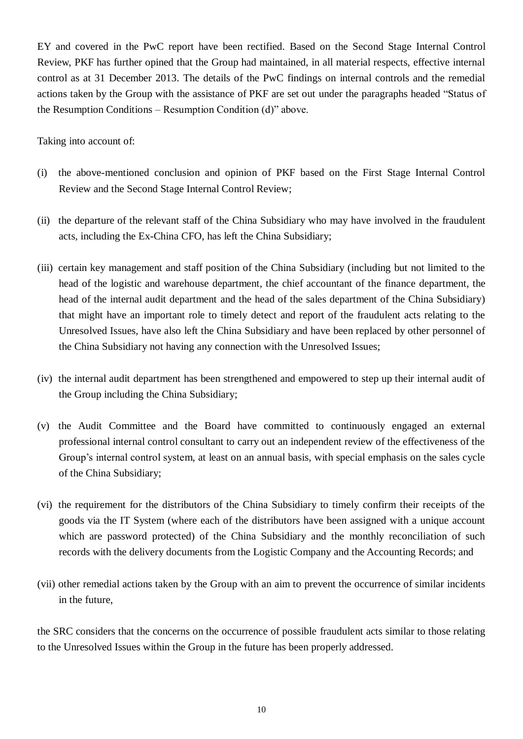EY and covered in the PwC report have been rectified. Based on the Second Stage Internal Control Review, PKF has further opined that the Group had maintained, in all material respects, effective internal control as at 31 December 2013. The details of the PwC findings on internal controls and the remedial actions taken by the Group with the assistance of PKF are set out under the paragraphs headed "Status of the Resumption Conditions – Resumption Condition (d)" above.

Taking into account of:

(i) the above-mentioned conclusion and opinion of PKF based on the First Stage Internal Control Review and the Second Stage Internal Control Review;

(ii) the departure of the relevant staff of the China Subsidiary who may have involved in the fraudulent acts, including the Ex-China CFO, has left the China Subsidiary;

(iii) certain key management and staff position of the China Subsidiary (including but not limited to the head of the logistic and warehouse department, the chief accountant of the finance department, the head of the internal audit department and the head of the sales department of the China Subsidiary) that might have an important role to timely detect and report of the fraudulent acts relating to the Unresolved Issues, have also left the China Subsidiary and have been replaced by other personnel of the China Subsidiary not having any connection with the Unresolved Issues;

(iv) the internal audit department has been strengthened and empowered to step up their internal audit of the Group including the China Subsidiary;

(v) the Audit Committee and the Board have committed to continuously engaged an external professional internal control consultant to carry out an independent review of the effectiveness of the Group's internal control system, at least on an annual basis, with special emphasis on the sales cycle of the China Subsidiary;

(vi) the requirement for the distributors of the China Subsidiary to timely confirm their receipts of the goods via the IT System (where each of the distributors have been assigned with a unique account which are password protected) of the China Subsidiary and the monthly reconciliation of such records with the delivery documents from the Logistic Company and the Accounting Records; and

(vii) other remedial actions taken by the Group with an aim to prevent the occurrence of similar incidents in the future,

the SRC considers that the concerns on the occurrence of possible fraudulent acts similar to those relating to the Unresolved Issues within the Group in the future has been properly addressed.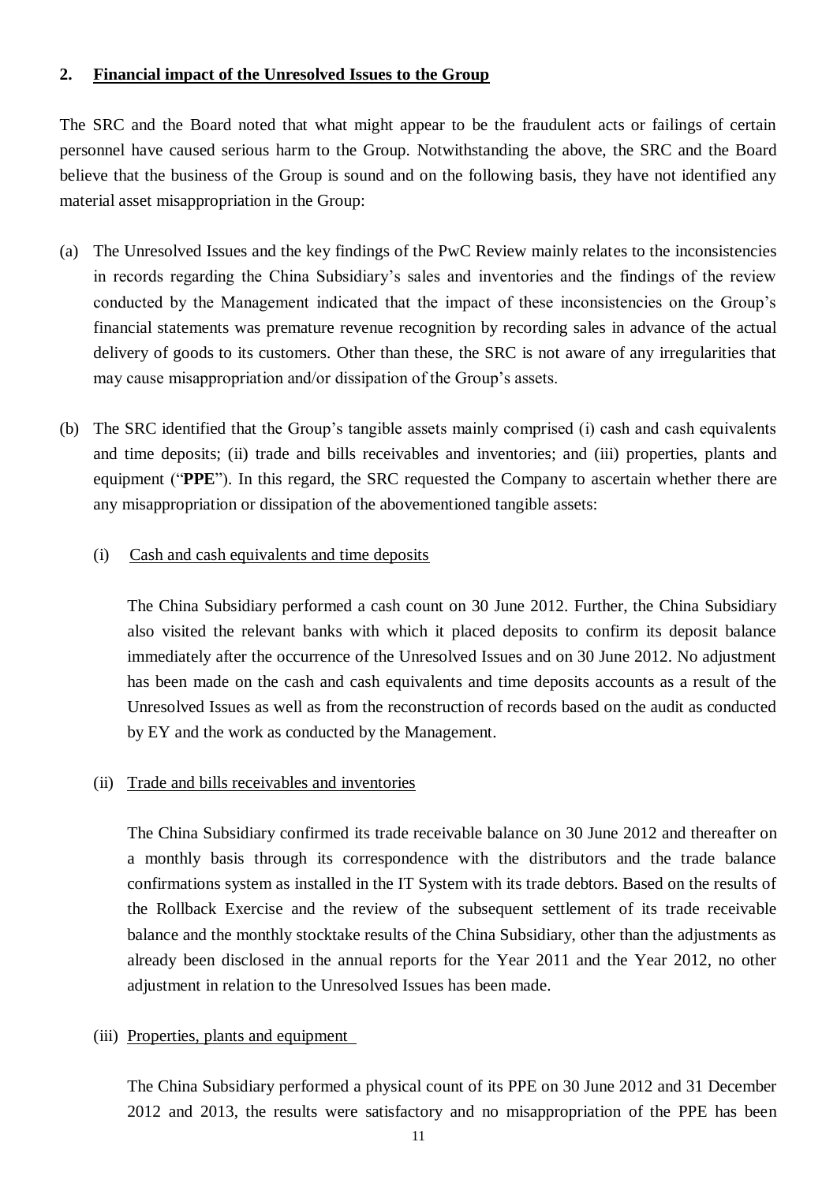## 2. Financial impact of the Unresolved Issues to the Group

The SRC and the Board noted that what might appear to be the fraudulent acts or failings of certain personnel have caused serious harm to the Group. Notwithstanding the above, the SRC and the Board believe that the business of the Group is sound and on the following basis, they have not identified any material asset misappropriation in the Group:

(a) The Unresolved Issues and the key findings of the PwC Review mainly relates to the inconsistencies in records regarding the China Subsidiary's sales and inventories and the findings of the review conducted by the Management indicated that the impact of these inconsistencies on the Group's financial statements was premature revenue recognition by recording sales in advance of the actual delivery of goods to its customers. Other than these, the SRC is not aware of any irregularities that may cause misappropriation and/or dissipation of the Group's assets.

(b) The SRC identified that the Group's tangible assets mainly comprised (i) cash and cash equivalents and time deposits; (ii) trade and bills receivables and inventories; and (iii) properties, plants and equipment ("**PPE**"). In this regard, the SRC requested the Company to ascertain whether there are any misappropriation or dissipation of the abovementioned tangible assets:

    (i) Cash and cash equivalents and time deposits

    The China Subsidiary performed a cash count on 30 June 2012. Further, the China Subsidiary also visited the relevant banks with which it placed deposits to confirm its deposit balance immediately after the occurrence of the Unresolved Issues and on 30 June 2012. No adjustment has been made on the cash and cash equivalents and time deposits accounts as a result of the Unresolved Issues as well as from the reconstruction of records based on the audit as conducted by EY and the work as conducted by the Management.

    (ii) Trade and bills receivables and inventories

    The China Subsidiary confirmed its trade receivable balance on 30 June 2012 and thereafter on a monthly basis through its correspondence with the distributors and the trade balance confirmations system as installed in the IT System with its trade debtors. Based on the results of the Rollback Exercise and the review of the subsequent settlement of its trade receivable balance and the monthly stocktake results of the China Subsidiary, other than the adjustments as already been disclosed in the annual reports for the Year 2011 and the Year 2012, no other adjustment in relation to the Unresolved Issues has been made.

    (iii) Properties, plants and equipment

    The China Subsidiary performed a physical count of its PPE on 30 June 2012 and 31 December 2012 and 2013, the results were satisfactory and no misappropriation of the PPE has been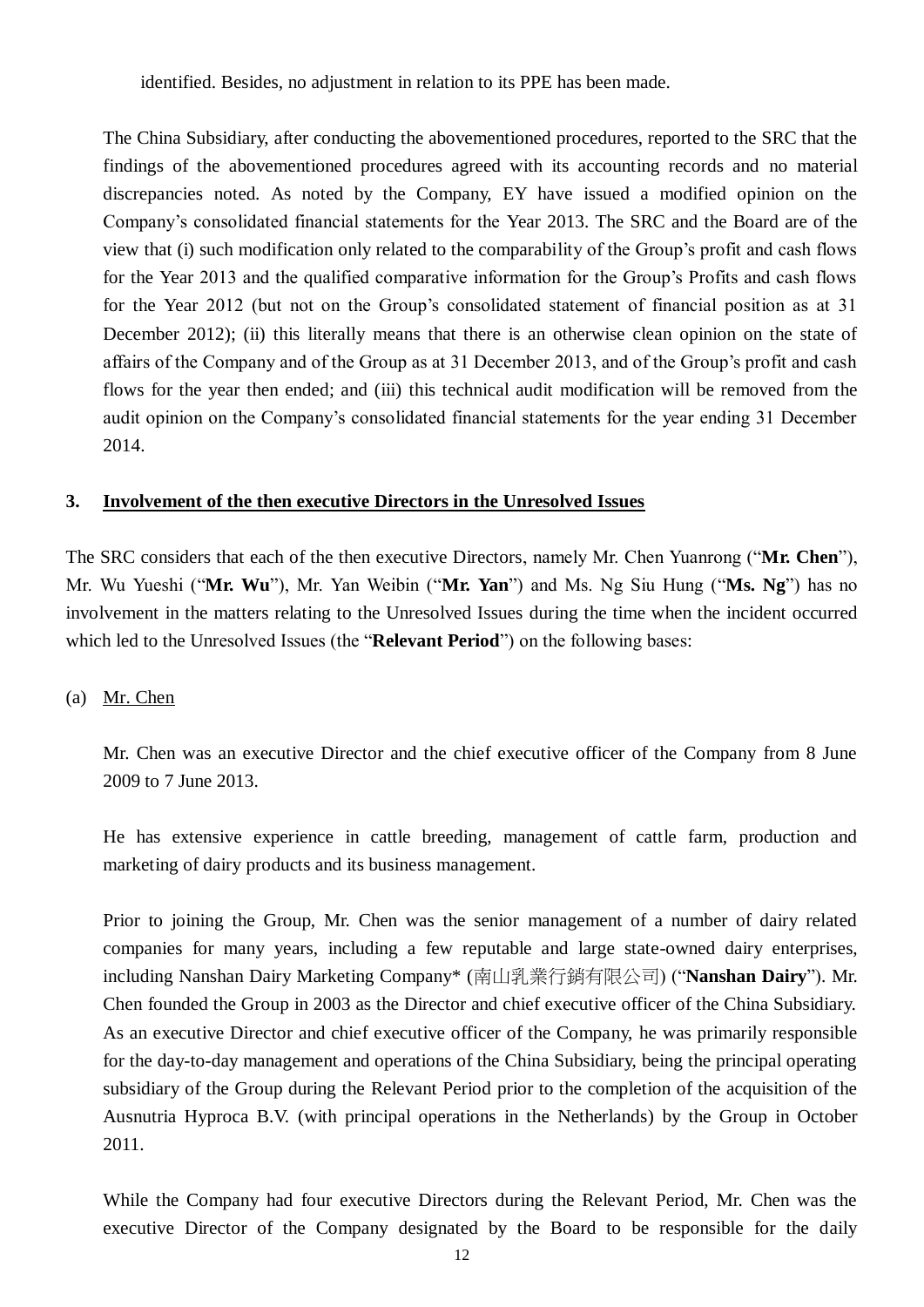identified. Besides, no adjustment in relation to its PPE has been made.

The China Subsidiary, after conducting the abovementioned procedures, reported to the SRC that the findings of the abovementioned procedures agreed with its accounting records and no material discrepancies noted. As noted by the Company, EY have issued a modified opinion on the Company's consolidated financial statements for the Year 2013. The SRC and the Board are of the view that (i) such modification only related to the comparability of the Group's profit and cash flows for the Year 2013 and the qualified comparative information for the Group's Profits and cash flows for the Year 2012 (but not on the Group's consolidated statement of financial position as at 31 December 2012); (ii) this literally means that there is an otherwise clean opinion on the state of affairs of the Company and of the Group as at 31 December 2013, and of the Group's profit and cash flows for the year then ended; and (iii) this technical audit modification will be removed from the audit opinion on the Company's consolidated financial statements for the year ending 31 December 2014.

## 3. Involvement of the then executive Directors in the Unresolved Issues

The SRC considers that each of the then executive Directors, namely Mr. Chen Yuanrong ("**Mr. Chen**"), Mr. Wu Yueshi ("**Mr. Wu**"), Mr. Yan Weibin ("**Mr. Yan**") and Ms. Ng Siu Hung ("**Ms. Ng**") has no involvement in the matters relating to the Unresolved Issues during the time when the incident occurred which led to the Unresolved Issues (the "**Relevant Period**") on the following bases:

(a) Mr. Chen

Mr. Chen was an executive Director and the chief executive officer of the Company from 8 June 2009 to 7 June 2013.

He has extensive experience in cattle breeding, management of cattle farm, production and marketing of dairy products and its business management.

Prior to joining the Group, Mr. Chen was the senior management of a number of dairy related companies for many years, including a few reputable and large state-owned dairy enterprises, including Nanshan Dairy Marketing Company* (南山乳業行銷有限公司) ("**Nanshan Dairy**"). Mr. Chen founded the Group in 2003 as the Director and chief executive officer of the China Subsidiary. As an executive Director and chief executive officer of the Company, he was primarily responsible for the day-to-day management and operations of the China Subsidiary, being the principal operating subsidiary of the Group during the Relevant Period prior to the completion of the acquisition of the Ausnutria Hyproca B.V. (with principal operations in the Netherlands) by the Group in October 2011.

While the Company had four executive Directors during the Relevant Period, Mr. Chen was the executive Director of the Company designated by the Board to be responsible for the daily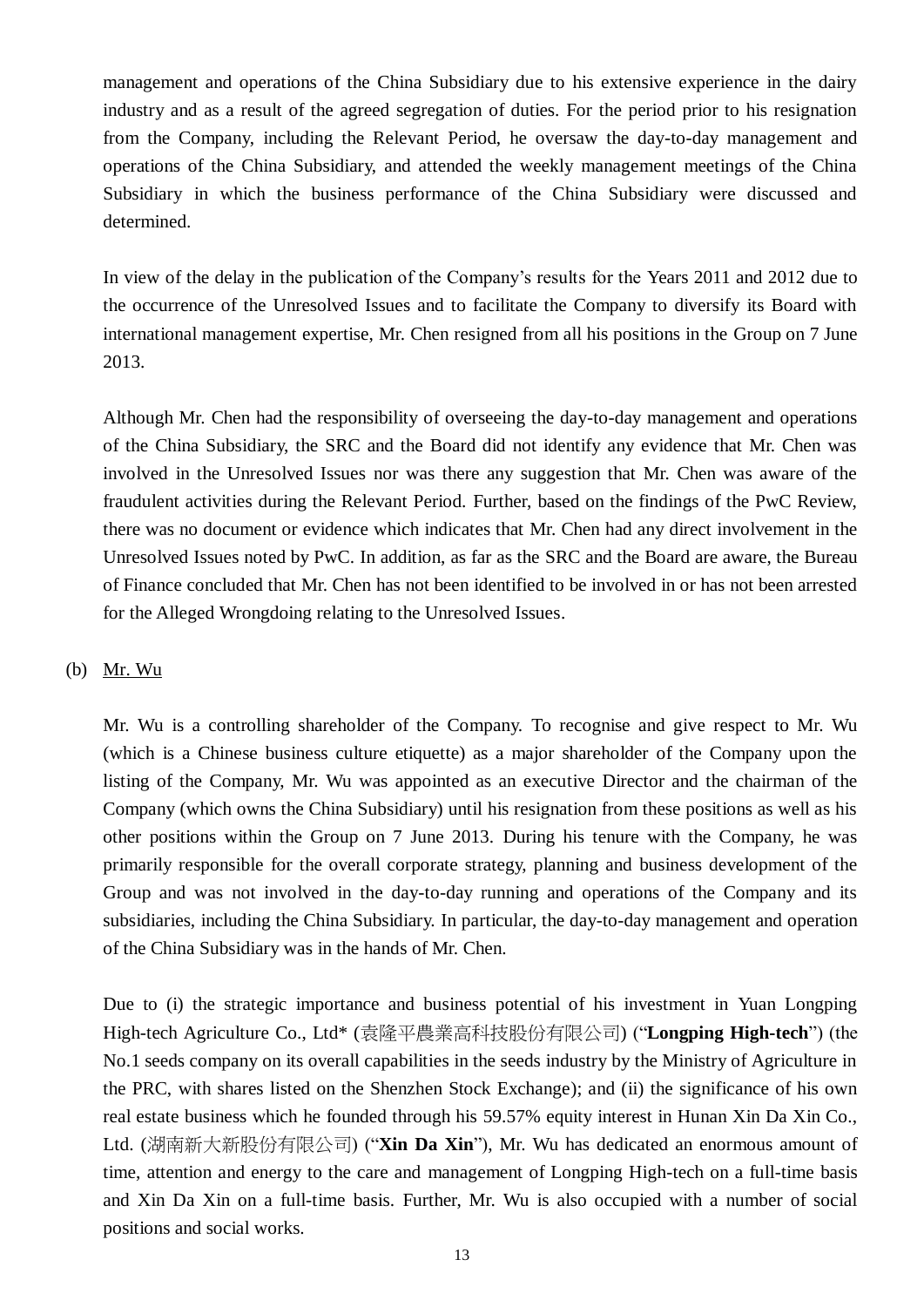management and operations of the China Subsidiary due to his extensive experience in the dairy industry and as a result of the agreed segregation of duties. For the period prior to his resignation from the Company, including the Relevant Period, he oversaw the day-to-day management and operations of the China Subsidiary, and attended the weekly management meetings of the China Subsidiary in which the business performance of the China Subsidiary were discussed and determined.

In view of the delay in the publication of the Company's results for the Years 2011 and 2012 due to the occurrence of the Unresolved Issues and to facilitate the Company to diversify its Board with international management expertise, Mr. Chen resigned from all his positions in the Group on 7 June 2013.

Although Mr. Chen had the responsibility of overseeing the day-to-day management and operations of the China Subsidiary, the SRC and the Board did not identify any evidence that Mr. Chen was involved in the Unresolved Issues nor was there any suggestion that Mr. Chen was aware of the fraudulent activities during the Relevant Period. Further, based on the findings of the PwC Review, there was no document or evidence which indicates that Mr. Chen had any direct involvement in the Unresolved Issues noted by PwC. In addition, as far as the SRC and the Board are aware, the Bureau of Finance concluded that Mr. Chen has not been identified to be involved in or has not been arrested for the Alleged Wrongdoing relating to the Unresolved Issues.

(b) Mr. Wu

Mr. Wu is a controlling shareholder of the Company. To recognise and give respect to Mr. Wu (which is a Chinese business culture etiquette) as a major shareholder of the Company upon the listing of the Company, Mr. Wu was appointed as an executive Director and the chairman of the Company (which owns the China Subsidiary) until his resignation from these positions as well as his other positions within the Group on 7 June 2013. During his tenure with the Company, he was primarily responsible for the overall corporate strategy, planning and business development of the Group and was not involved in the day-to-day running and operations of the Company and its subsidiaries, including the China Subsidiary. In particular, the day-to-day management and operation of the China Subsidiary was in the hands of Mr. Chen.

Due to (i) the strategic importance and business potential of his investment in Yuan Longping High-tech Agriculture Co., Ltd* (袁隆平農業高科技股份有限公司) ("**Longping High-tech**") (the No.1 seeds company on its overall capabilities in the seeds industry by the Ministry of Agriculture in the PRC, with shares listed on the Shenzhen Stock Exchange); and (ii) the significance of his own real estate business which he founded through his 59.57% equity interest in Hunan Xin Da Xin Co., Ltd. (湖南新大新股份有限公司) ("**Xin Da Xin**"), Mr. Wu has dedicated an enormous amount of time, attention and energy to the care and management of Longping High-tech on a full-time basis and Xin Da Xin on a full-time basis. Further, Mr. Wu is also occupied with a number of social positions and social works.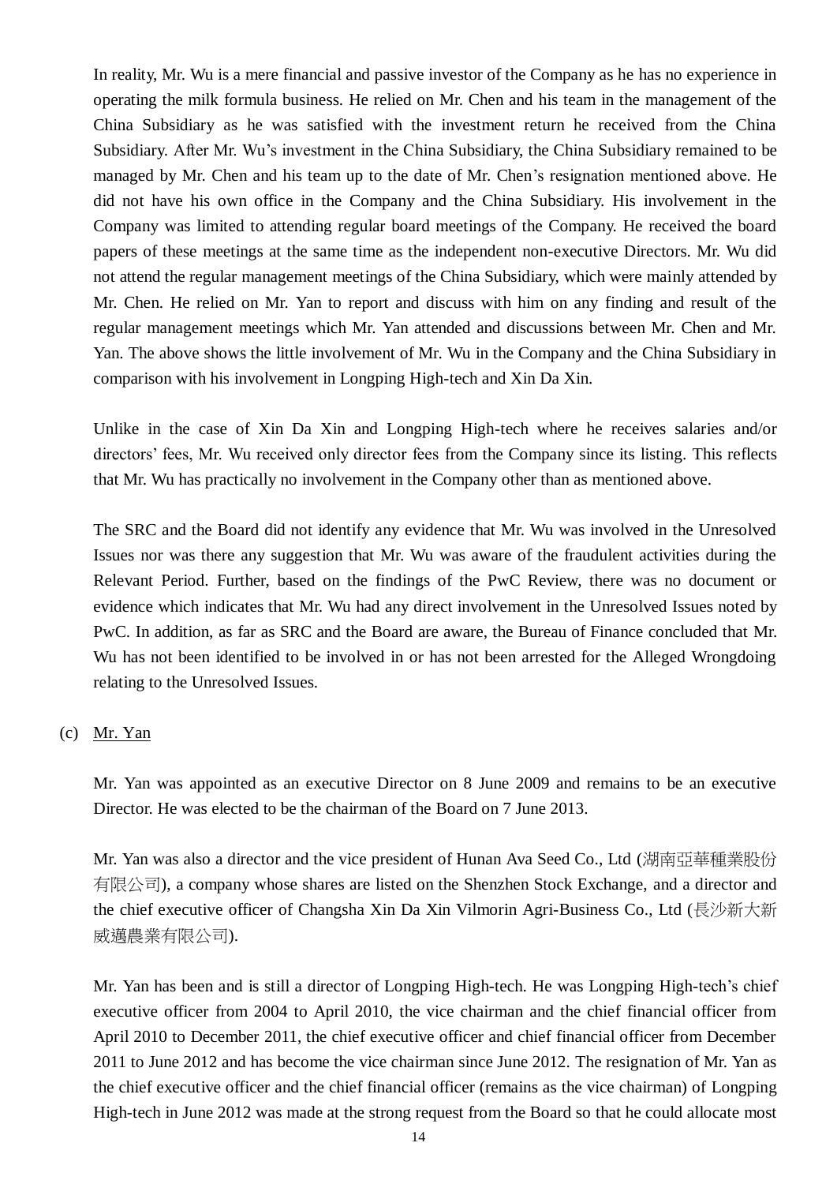In reality, Mr. Wu is a mere financial and passive investor of the Company as he has no experience in operating the milk formula business. He relied on Mr. Chen and his team in the management of the China Subsidiary as he was satisfied with the investment return he received from the China Subsidiary. After Mr. Wu's investment in the China Subsidiary, the China Subsidiary remained to be managed by Mr. Chen and his team up to the date of Mr. Chen's resignation mentioned above. He did not have his own office in the Company and the China Subsidiary. His involvement in the Company was limited to attending regular board meetings of the Company. He received the board papers of these meetings at the same time as the independent non-executive Directors. Mr. Wu did not attend the regular management meetings of the China Subsidiary, which were mainly attended by Mr. Chen. He relied on Mr. Yan to report and discuss with him on any finding and result of the regular management meetings which Mr. Yan attended and discussions between Mr. Chen and Mr. Yan. The above shows the little involvement of Mr. Wu in the Company and the China Subsidiary in comparison with his involvement in Longping High-tech and Xin Da Xin.

Unlike in the case of Xin Da Xin and Longping High-tech where he receives salaries and/or directors' fees, Mr. Wu received only director fees from the Company since its listing. This reflects that Mr. Wu has practically no involvement in the Company other than as mentioned above.

The SRC and the Board did not identify any evidence that Mr. Wu was involved in the Unresolved Issues nor was there any suggestion that Mr. Wu was aware of the fraudulent activities during the Relevant Period. Further, based on the findings of the PwC Review, there was no document or evidence which indicates that Mr. Wu had any direct involvement in the Unresolved Issues noted by PwC. In addition, as far as SRC and the Board are aware, the Bureau of Finance concluded that Mr. Wu has not been identified to be involved in or has not been arrested for the Alleged Wrongdoing relating to the Unresolved Issues.

(c) Mr. Yan

Mr. Yan was appointed as an executive Director on 8 June 2009 and remains to be an executive Director. He was elected to be the chairman of the Board on 7 June 2013.

Mr. Yan was also a director and the vice president of Hunan Ava Seed Co., Ltd (湖南亞華種業股份有限公司), a company whose shares are listed on the Shenzhen Stock Exchange, and a director and the chief executive officer of Changsha Xin Da Xin Vilmorin Agri-Business Co., Ltd (長沙新大新威邁農業有限公司).

Mr. Yan has been and is still a director of Longping High-tech. He was Longping High-tech's chief executive officer from 2004 to April 2010, the vice chairman and the chief financial officer from April 2010 to December 2011, the chief executive officer and chief financial officer from December 2011 to June 2012 and has become the vice chairman since June 2012. The resignation of Mr. Yan as the chief executive officer and the chief financial officer (remains as the vice chairman) of Longping High-tech in June 2012 was made at the strong request from the Board so that he could allocate most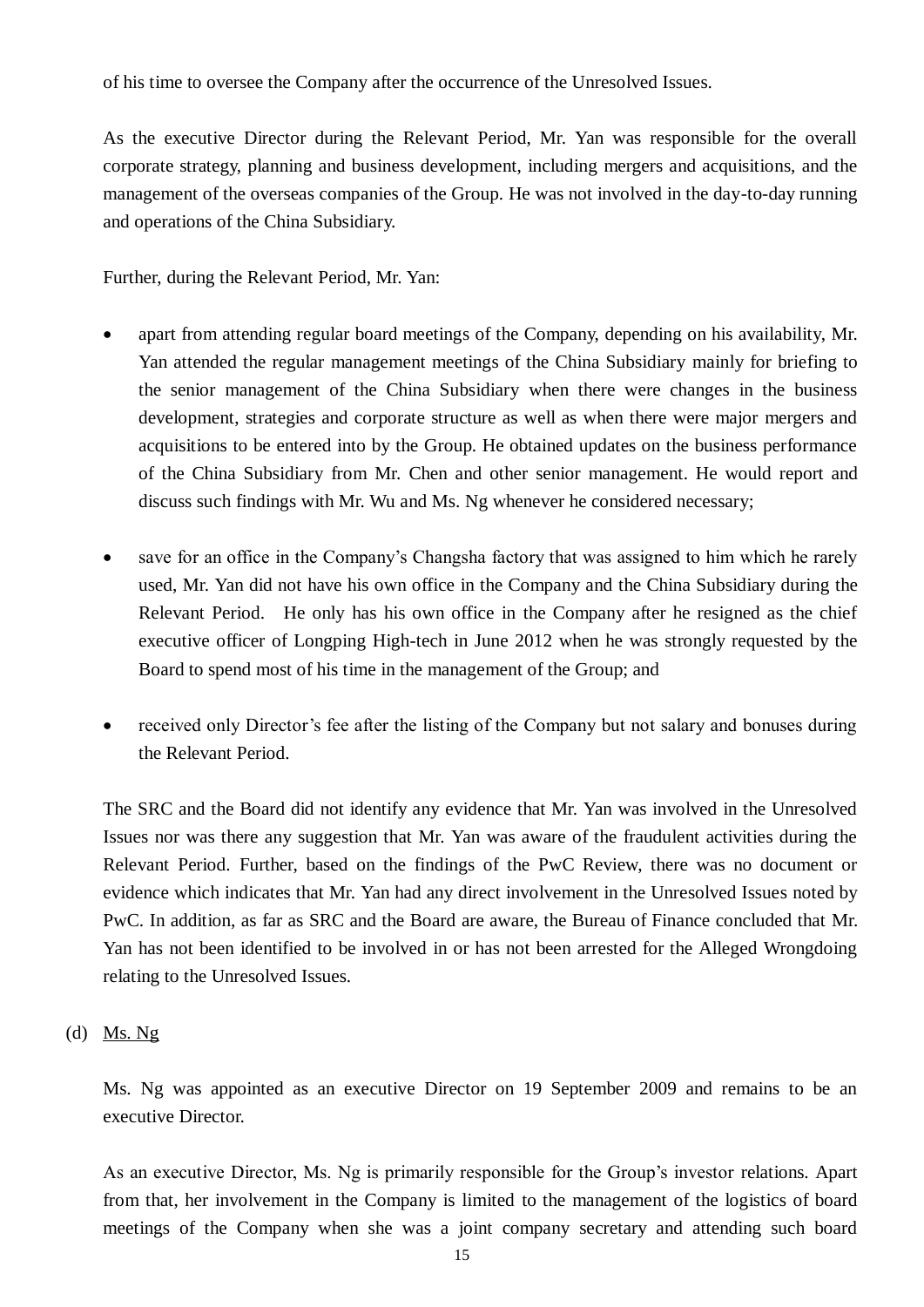of his time to oversee the Company after the occurrence of the Unresolved Issues.

As the executive Director during the Relevant Period, Mr. Yan was responsible for the overall corporate strategy, planning and business development, including mergers and acquisitions, and the management of the overseas companies of the Group. He was not involved in the day-to-day running and operations of the China Subsidiary.

Further, during the Relevant Period, Mr. Yan:

- apart from attending regular board meetings of the Company, depending on his availability, Mr. Yan attended the regular management meetings of the China Subsidiary mainly for briefing to the senior management of the China Subsidiary when there were changes in the business development, strategies and corporate structure as well as when there were major mergers and acquisitions to be entered into by the Group. He obtained updates on the business performance of the China Subsidiary from Mr. Chen and other senior management. He would report and discuss such findings with Mr. Wu and Ms. Ng whenever he considered necessary;

- save for an office in the Company's Changsha factory that was assigned to him which he rarely used, Mr. Yan did not have his own office in the Company and the China Subsidiary during the Relevant Period. He only has his own office in the Company after he resigned as the chief executive officer of Longping High-tech in June 2012 when he was strongly requested by the Board to spend most of his time in the management of the Group; and

- received only Director's fee after the listing of the Company but not salary and bonuses during the Relevant Period.

The SRC and the Board did not identify any evidence that Mr. Yan was involved in the Unresolved Issues nor was there any suggestion that Mr. Yan was aware of the fraudulent activities during the Relevant Period. Further, based on the findings of the PwC Review, there was no document or evidence which indicates that Mr. Yan had any direct involvement in the Unresolved Issues noted by PwC. In addition, as far as SRC and the Board are aware, the Bureau of Finance concluded that Mr. Yan has not been identified to be involved in or has not been arrested for the Alleged Wrongdoing relating to the Unresolved Issues.

(d) Ms. Ng

Ms. Ng was appointed as an executive Director on 19 September 2009 and remains to be an executive Director.

As an executive Director, Ms. Ng is primarily responsible for the Group's investor relations. Apart from that, her involvement in the Company is limited to the management of the logistics of board meetings of the Company when she was a joint company secretary and attending such board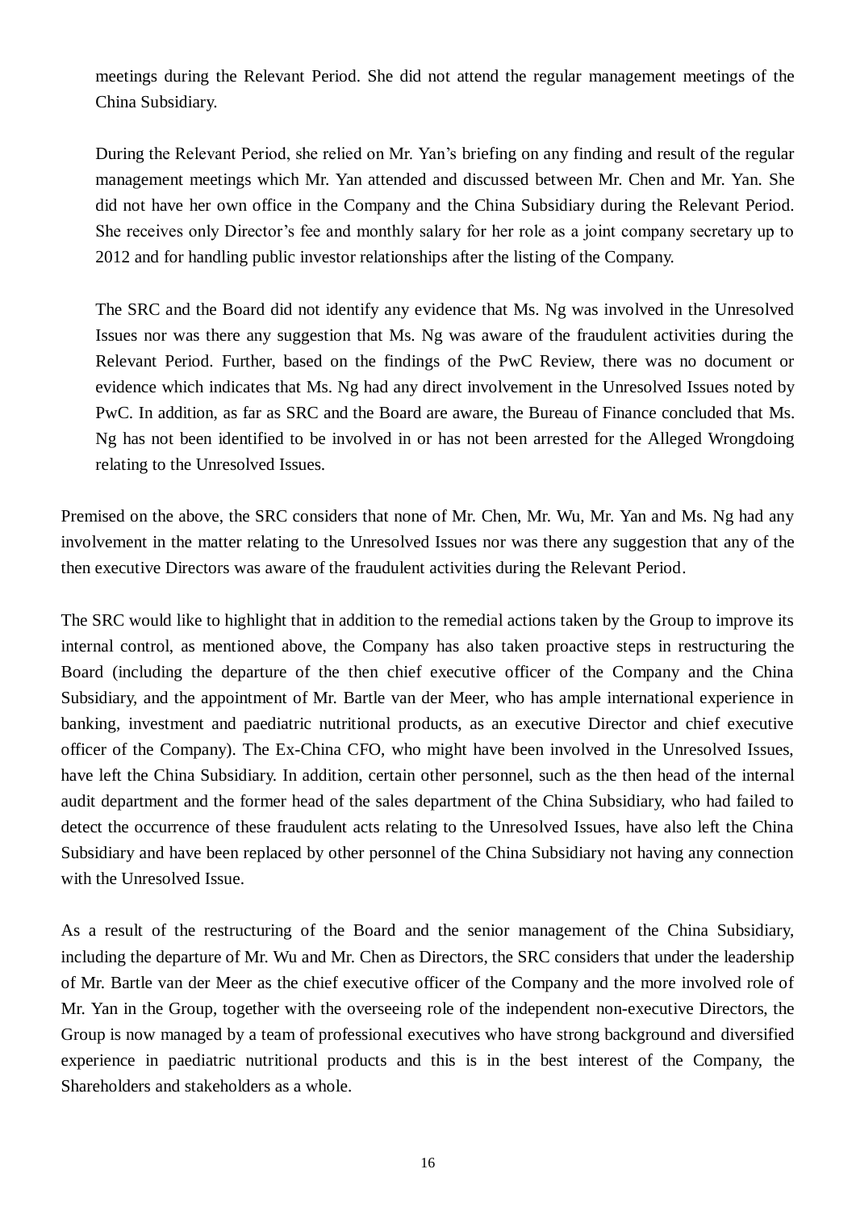meetings during the Relevant Period. She did not attend the regular management meetings of the China Subsidiary.

During the Relevant Period, she relied on Mr. Yan's briefing on any finding and result of the regular management meetings which Mr. Yan attended and discussed between Mr. Chen and Mr. Yan. She did not have her own office in the Company and the China Subsidiary during the Relevant Period. She receives only Director's fee and monthly salary for her role as a joint company secretary up to 2012 and for handling public investor relationships after the listing of the Company.

The SRC and the Board did not identify any evidence that Ms. Ng was involved in the Unresolved Issues nor was there any suggestion that Ms. Ng was aware of the fraudulent activities during the Relevant Period. Further, based on the findings of the PwC Review, there was no document or evidence which indicates that Ms. Ng had any direct involvement in the Unresolved Issues noted by PwC. In addition, as far as SRC and the Board are aware, the Bureau of Finance concluded that Ms. Ng has not been identified to be involved in or has not been arrested for the Alleged Wrongdoing relating to the Unresolved Issues.

Premised on the above, the SRC considers that none of Mr. Chen, Mr. Wu, Mr. Yan and Ms. Ng had any involvement in the matter relating to the Unresolved Issues nor was there any suggestion that any of the then executive Directors was aware of the fraudulent activities during the Relevant Period.

The SRC would like to highlight that in addition to the remedial actions taken by the Group to improve its internal control, as mentioned above, the Company has also taken proactive steps in restructuring the Board (including the departure of the then chief executive officer of the Company and the China Subsidiary, and the appointment of Mr. Bartle van der Meer, who has ample international experience in banking, investment and paediatric nutritional products, as an executive Director and chief executive officer of the Company). The Ex-China CFO, who might have been involved in the Unresolved Issues, have left the China Subsidiary. In addition, certain other personnel, such as the then head of the internal audit department and the former head of the sales department of the China Subsidiary, who had failed to detect the occurrence of these fraudulent acts relating to the Unresolved Issues, have also left the China Subsidiary and have been replaced by other personnel of the China Subsidiary not having any connection with the Unresolved Issue.

As a result of the restructuring of the Board and the senior management of the China Subsidiary, including the departure of Mr. Wu and Mr. Chen as Directors, the SRC considers that under the leadership of Mr. Bartle van der Meer as the chief executive officer of the Company and the more involved role of Mr. Yan in the Group, together with the overseeing role of the independent non-executive Directors, the Group is now managed by a team of professional executives who have strong background and diversified experience in paediatric nutritional products and this is in the best interest of the Company, the Shareholders and stakeholders as a whole.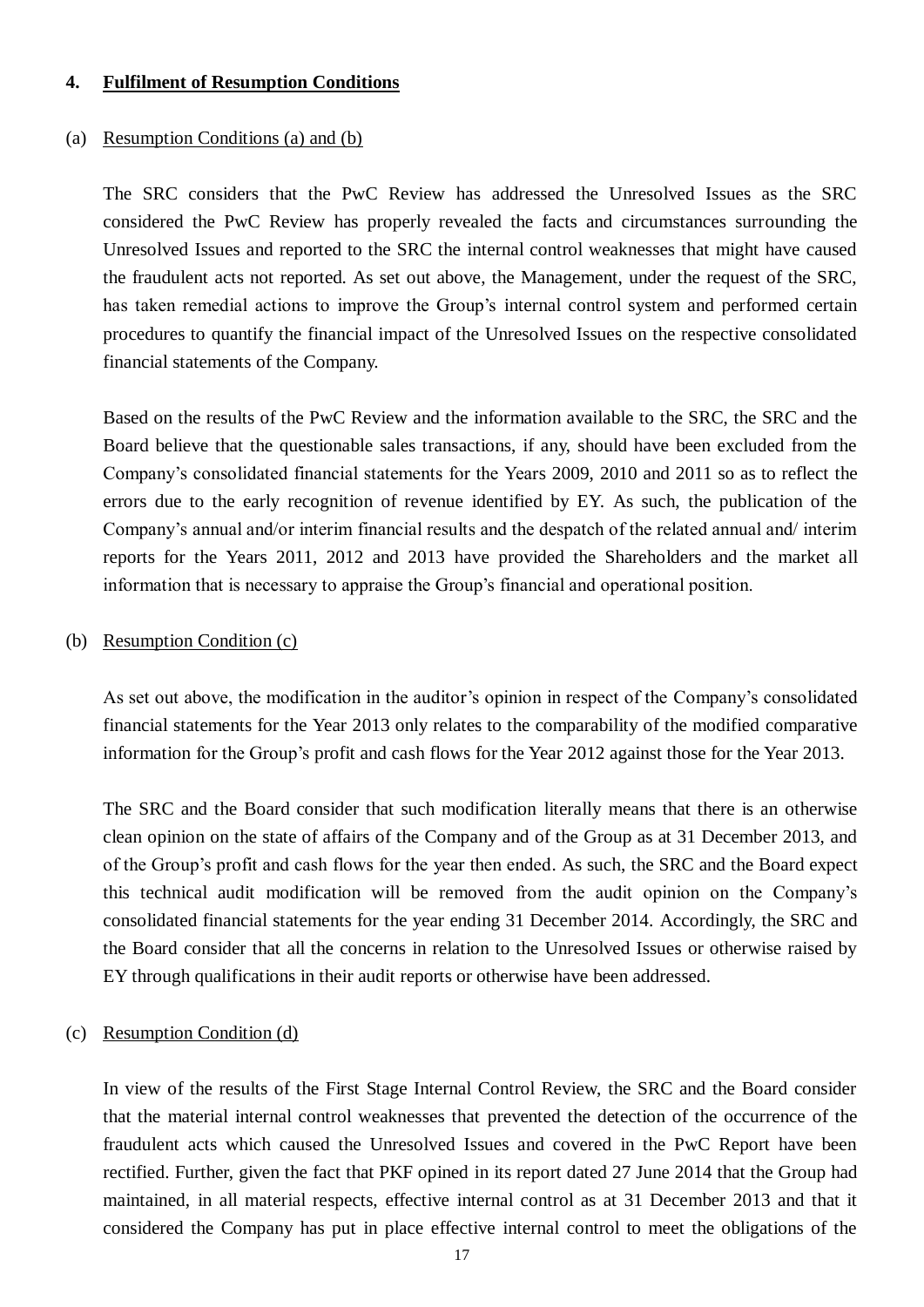## 4. Fulfilment of Resumption Conditions

### (a) Resumption Conditions (a) and (b)

The SRC considers that the PwC Review has addressed the Unresolved Issues as the SRC considered the PwC Review has properly revealed the facts and circumstances surrounding the Unresolved Issues and reported to the SRC the internal control weaknesses that might have caused the fraudulent acts not reported. As set out above, the Management, under the request of the SRC, has taken remedial actions to improve the Group's internal control system and performed certain procedures to quantify the financial impact of the Unresolved Issues on the respective consolidated financial statements of the Company.

Based on the results of the PwC Review and the information available to the SRC, the SRC and the Board believe that the questionable sales transactions, if any, should have been excluded from the Company's consolidated financial statements for the Years 2009, 2010 and 2011 so as to reflect the errors due to the early recognition of revenue identified by EY. As such, the publication of the Company's annual and/or interim financial results and the despatch of the related annual and/ interim reports for the Years 2011, 2012 and 2013 have provided the Shareholders and the market all information that is necessary to appraise the Group's financial and operational position.

### (b) Resumption Condition (c)

As set out above, the modification in the auditor's opinion in respect of the Company's consolidated financial statements for the Year 2013 only relates to the comparability of the modified comparative information for the Group's profit and cash flows for the Year 2012 against those for the Year 2013.

The SRC and the Board consider that such modification literally means that there is an otherwise clean opinion on the state of affairs of the Company and of the Group as at 31 December 2013, and of the Group's profit and cash flows for the year then ended. As such, the SRC and the Board expect this technical audit modification will be removed from the audit opinion on the Company's consolidated financial statements for the year ending 31 December 2014. Accordingly, the SRC and the Board consider that all the concerns in relation to the Unresolved Issues or otherwise raised by EY through qualifications in their audit reports or otherwise have been addressed.

### (c) Resumption Condition (d)

In view of the results of the First Stage Internal Control Review, the SRC and the Board consider that the material internal control weaknesses that prevented the detection of the occurrence of the fraudulent acts which caused the Unresolved Issues and covered in the PwC Report have been rectified. Further, given the fact that PKF opined in its report dated 27 June 2014 that the Group had maintained, in all material respects, effective internal control as at 31 December 2013 and that it considered the Company has put in place effective internal control to meet the obligations of the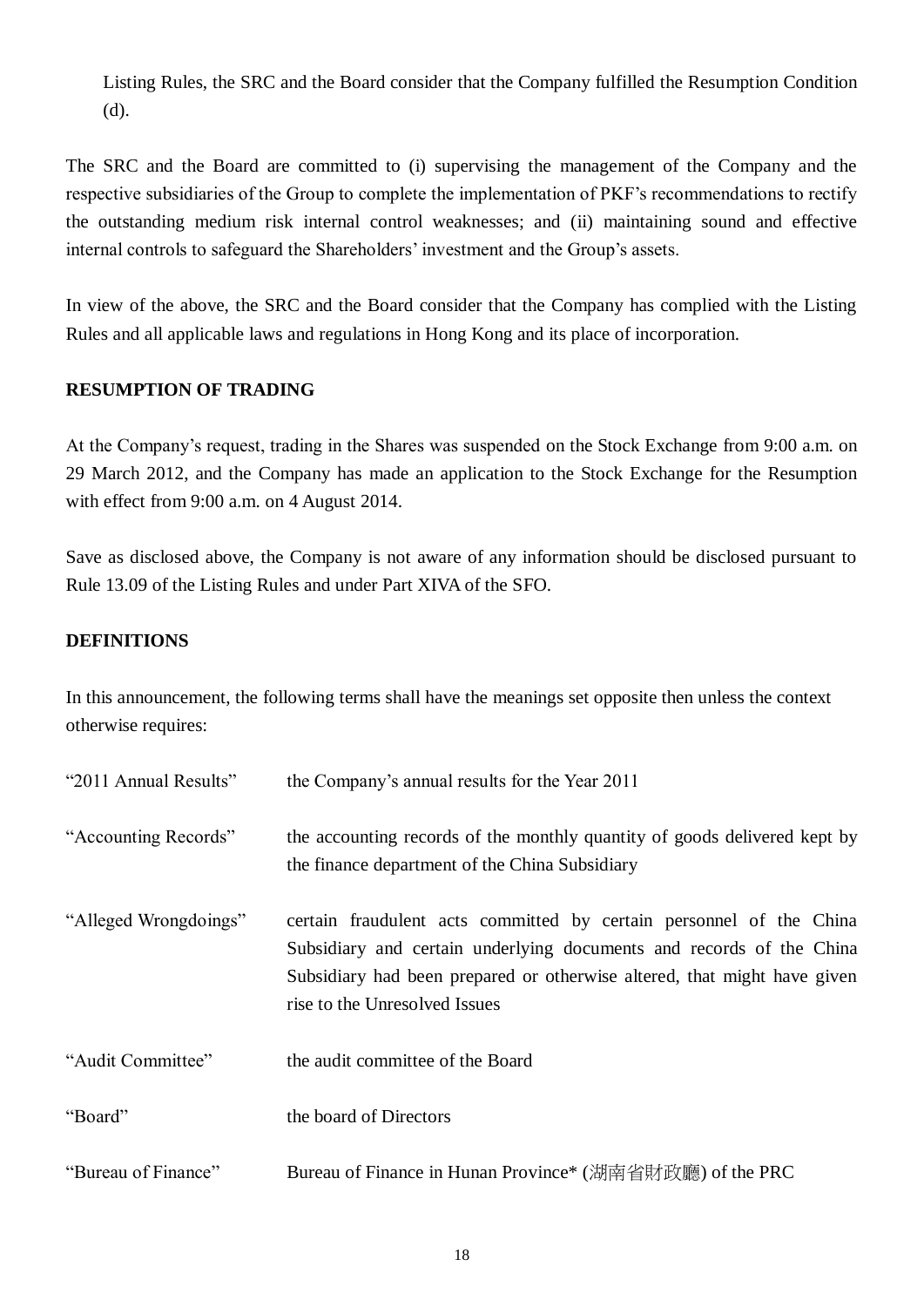Listing Rules, the SRC and the Board consider that the Company fulfilled the Resumption Condition (d).

The SRC and the Board are committed to (i) supervising the management of the Company and the respective subsidiaries of the Group to complete the implementation of PKF's recommendations to rectify the outstanding medium risk internal control weaknesses; and (ii) maintaining sound and effective internal controls to safeguard the Shareholders' investment and the Group's assets.

In view of the above, the SRC and the Board consider that the Company has complied with the Listing Rules and all applicable laws and regulations in Hong Kong and its place of incorporation.

**RESUMPTION OF TRADING**

At the Company's request, trading in the Shares was suspended on the Stock Exchange from 9:00 a.m. on 29 March 2012, and the Company has made an application to the Stock Exchange for the Resumption with effect from 9:00 a.m. on 4 August 2014.

Save as disclosed above, the Company is not aware of any information should be disclosed pursuant to Rule 13.09 of the Listing Rules and under Part XIVA of the SFO.

**DEFINITIONS**

In this announcement, the following terms shall have the meanings set opposite then unless the context otherwise requires:

| | |
|---|---|
| "2011 Annual Results" | the Company's annual results for the Year 2011 |
| "Accounting Records" | the accounting records of the monthly quantity of goods delivered kept by the finance department of the China Subsidiary |
| "Alleged Wrongdoings" | certain fraudulent acts committed by certain personnel of the China Subsidiary and certain underlying documents and records of the China Subsidiary had been prepared or otherwise altered, that might have given rise to the Unresolved Issues |
| "Audit Committee" | the audit committee of the Board |
| "Board" | the board of Directors |
| "Bureau of Finance" | Bureau of Finance in Hunan Province* (湖南省財政廳) of the PRC |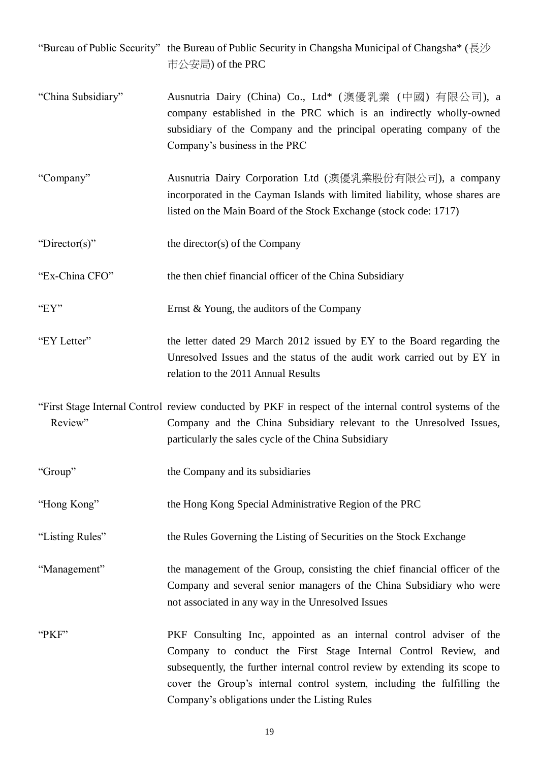| | |
|---|---|
| "Bureau of Public Security" | the Bureau of Public Security in Changsha Municipal of Changsha* (長沙市公安局) of the PRC |
| "China Subsidiary" | Ausnutria Dairy (China) Co., Ltd* (澳優乳業 (中國) 有限公司), a company established in the PRC which is an indirectly wholly-owned subsidiary of the Company and the principal operating company of the Company's business in the PRC |
| "Company" | Ausnutria Dairy Corporation Ltd (澳優乳業股份有限公司), a company incorporated in the Cayman Islands with limited liability, whose shares are listed on the Main Board of the Stock Exchange (stock code: 1717) |
| "Director(s)" | the director(s) of the Company |
| "Ex-China CFO" | the then chief financial officer of the China Subsidiary |
| "EY" | Ernst & Young, the auditors of the Company |
| "EY Letter" | the letter dated 29 March 2012 issued by EY to the Board regarding the Unresolved Issues and the status of the audit work carried out by EY in relation to the 2011 Annual Results |
| "First Stage Internal Control Review" | review conducted by PKF in respect of the internal control systems of the Company and the China Subsidiary relevant to the Unresolved Issues, particularly the sales cycle of the China Subsidiary |
| "Group" | the Company and its subsidiaries |
| "Hong Kong" | the Hong Kong Special Administrative Region of the PRC |
| "Listing Rules" | the Rules Governing the Listing of Securities on the Stock Exchange |
| "Management" | the management of the Group, consisting the chief financial officer of the Company and several senior managers of the China Subsidiary who were not associated in any way in the Unresolved Issues |
| "PKF" | PKF Consulting Inc, appointed as an internal control adviser of the Company to conduct the First Stage Internal Control Review, and subsequently, the further internal control review by extending its scope to cover the Group's internal control system, including the fulfilling the Company's obligations under the Listing Rules |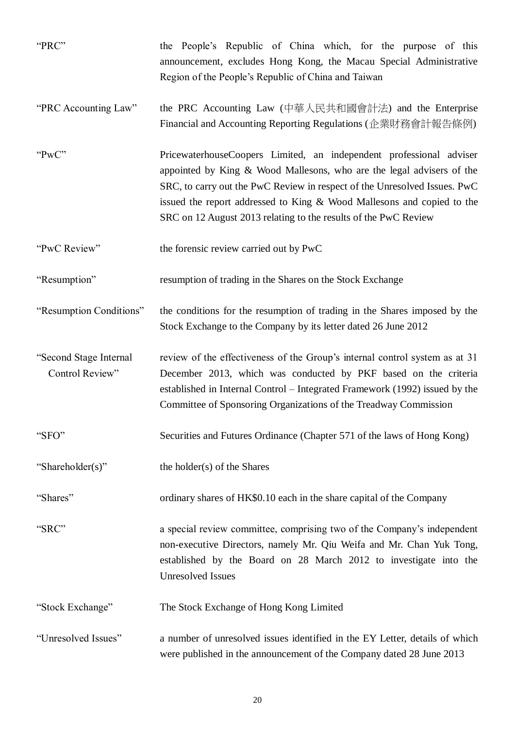| | |
|---|---|
| "PRC" | the People's Republic of China which, for the purpose of this announcement, excludes Hong Kong, the Macau Special Administrative Region of the People's Republic of China and Taiwan |
| "PRC Accounting Law" | the PRC Accounting Law (中華人民共和國會計法) and the Enterprise Financial and Accounting Reporting Regulations (企業財務會計報告條例) |
| "PwC" | PricewaterhouseCoopers Limited, an independent professional adviser appointed by King & Wood Mallesons, who are the legal advisers of the SRC, to carry out the PwC Review in respect of the Unresolved Issues. PwC issued the report addressed to King & Wood Mallesons and copied to the SRC on 12 August 2013 relating to the results of the PwC Review |
| "PwC Review" | the forensic review carried out by PwC |
| "Resumption" | resumption of trading in the Shares on the Stock Exchange |
| "Resumption Conditions" | the conditions for the resumption of trading in the Shares imposed by the Stock Exchange to the Company by its letter dated 26 June 2012 |
| "Second Stage Internal Control Review" | review of the effectiveness of the Group's internal control system as at 31 December 2013, which was conducted by PKF based on the criteria established in Internal Control – Integrated Framework (1992) issued by the Committee of Sponsoring Organizations of the Treadway Commission |
| "SFO" | Securities and Futures Ordinance (Chapter 571 of the laws of Hong Kong) |
| "Shareholder(s)" | the holder(s) of the Shares |
| "Shares" | ordinary shares of HK$0.10 each in the share capital of the Company |
| "SRC" | a special review committee, comprising two of the Company's independent non-executive Directors, namely Mr. Qiu Weifa and Mr. Chan Yuk Tong, established by the Board on 28 March 2012 to investigate into the Unresolved Issues |
| "Stock Exchange" | The Stock Exchange of Hong Kong Limited |
| "Unresolved Issues" | a number of unresolved issues identified in the EY Letter, details of which were published in the announcement of the Company dated 28 June 2013 |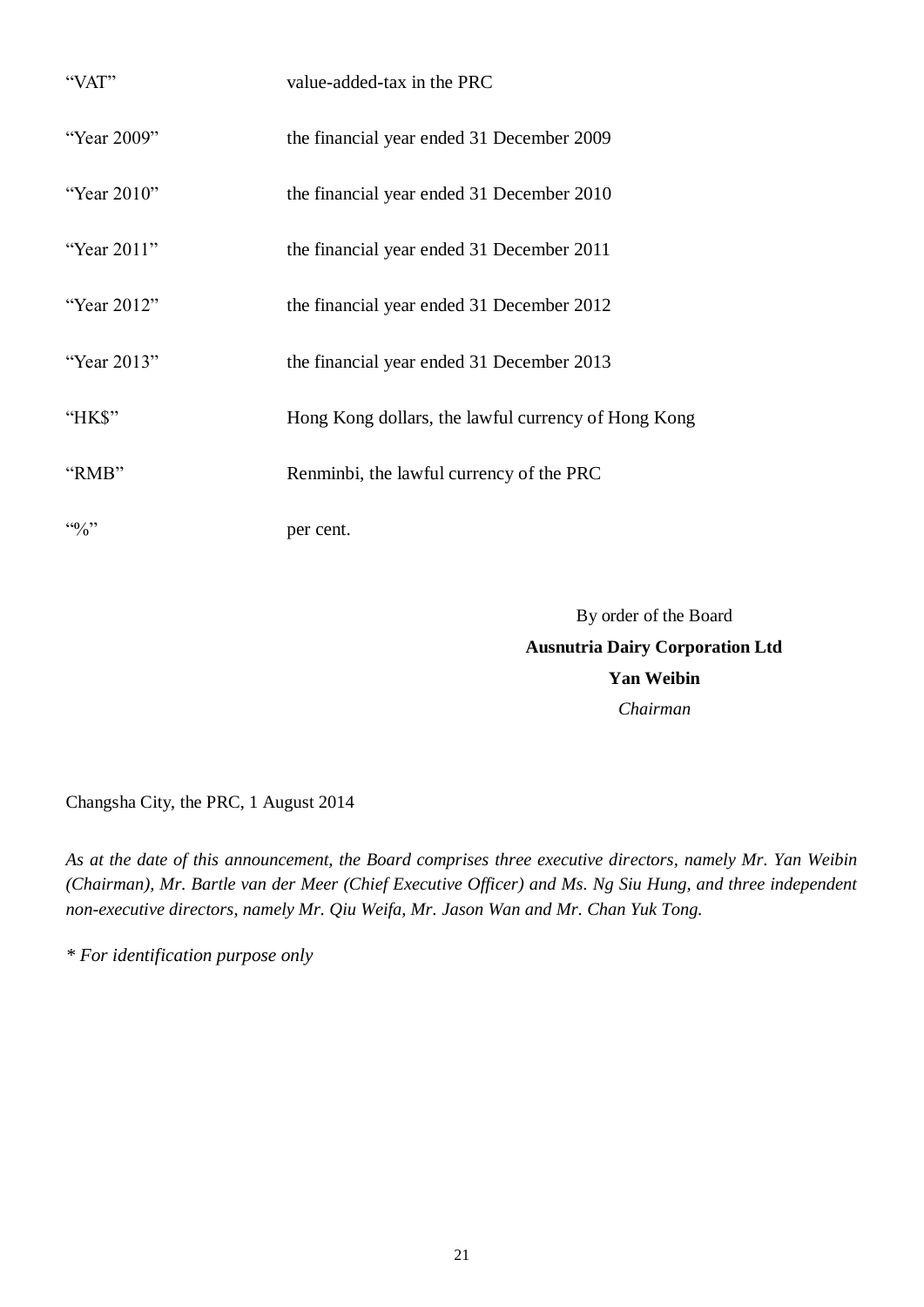| | |
|---|---|
| "VAT" | value-added-tax in the PRC |
| "Year 2009" | the financial year ended 31 December 2009 |
| "Year 2010" | the financial year ended 31 December 2010 |
| "Year 2011" | the financial year ended 31 December 2011 |
| "Year 2012" | the financial year ended 31 December 2012 |
| "Year 2013" | the financial year ended 31 December 2013 |
| "HK$" | Hong Kong dollars, the lawful currency of Hong Kong |
| "RMB" | Renminbi, the lawful currency of the PRC |
| "%" | per cent. |

By order of the Board
**Ausnutria Dairy Corporation Ltd**
**Yan Weibin**
*Chairman*

Changsha City, the PRC, 1 August 2014

*As at the date of this announcement, the Board comprises three executive directors, namely Mr. Yan Weibin (Chairman), Mr. Bartle van der Meer (Chief Executive Officer) and Ms. Ng Siu Hung, and three independent non-executive directors, namely Mr. Qiu Weifa, Mr. Jason Wan and Mr. Chan Yuk Tong.*

*\* For identification purpose only*